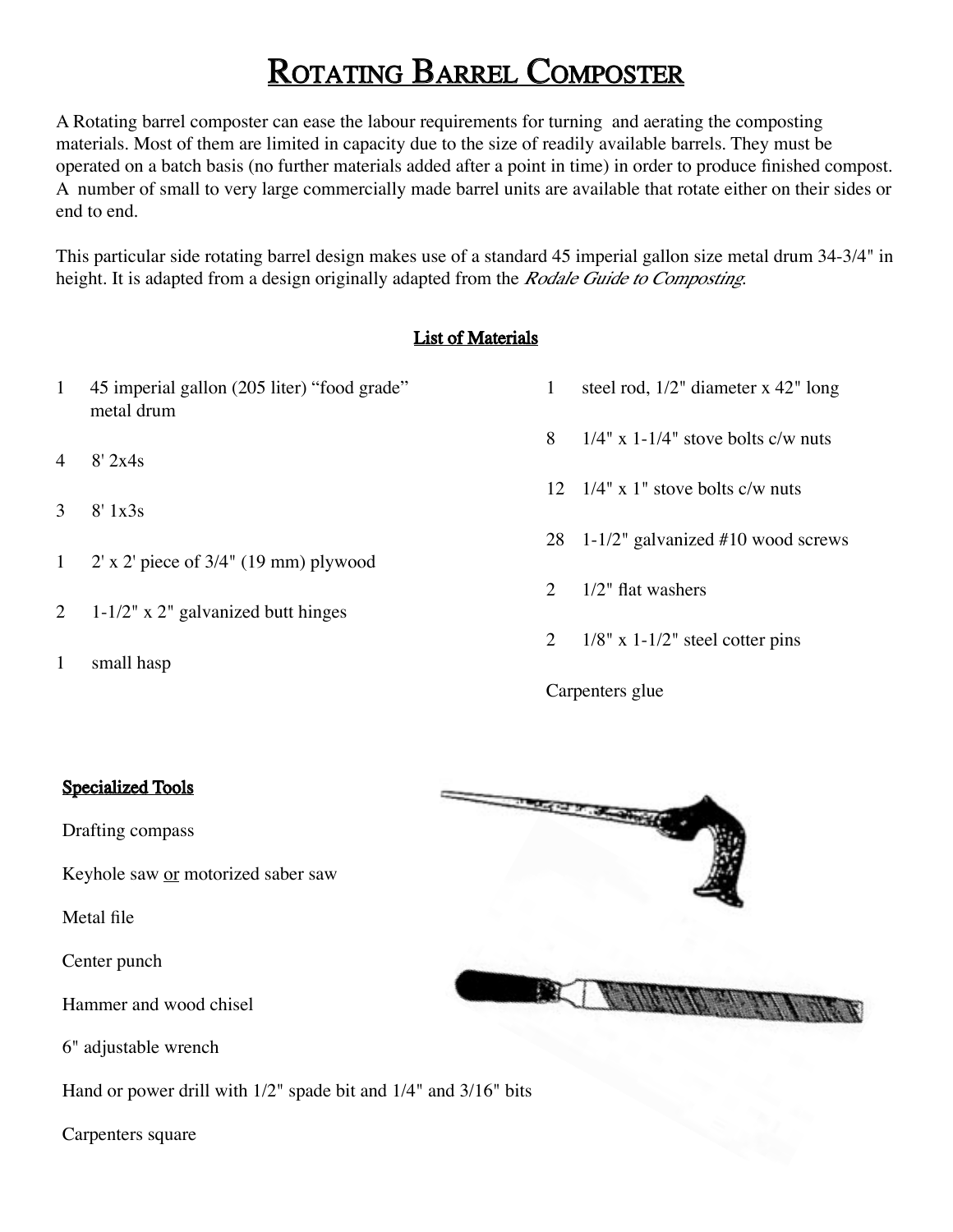# Rotating Barrel Composter

A Rotating barrel composter can ease the labour requirements for turning and aerating the composting materials. Most of them are limited in capacity due to the size of readily available barrels. They must be operated on a batch basis (no further materials added after a point in time) in order to produce finished compost. A number of small to very large commercially made barrel units are available that rotate either on their sides or end to end.

This particular side rotating barrel design makes use of a standard 45 imperial gallon size metal drum 34-3/4" in height. It is adapted from a design originally adapted from the *Rodale Guide to Composting*.

## List of Materials

- 1 45 imperial gallon (205 liter) "food grade" metal drum
- 4 8' 2x4s
- 3 8' 1x3s
- 1 2' x 2' piece of 3/4" (19 mm) plywood
- 2 1-1/2" x 2" galvanized butt hinges
- 1 small hasp
- 1 steel rod, 1/2" diameter x 42" long
- 8 1/4" x 1-1/4" stove bolts c/w nuts
- 12 1/4" x 1" stove bolts c/w nuts
- 28 1-1/2" galvanized #10 wood screws
- 2 1/2" flat washers
- 2 1/8" x 1-1/2" steel cotter pins
- Carpenters glue

## Specialized Tools

- Drafting compass
- Keyhole saw or motorized saber saw
- Metal file
- Center punch
- Hammer and wood chisel
- 6" adjustable wrench
- Hand or power drill with 1/2" spade bit and 1/4" and 3/16" bits
- Carpenters square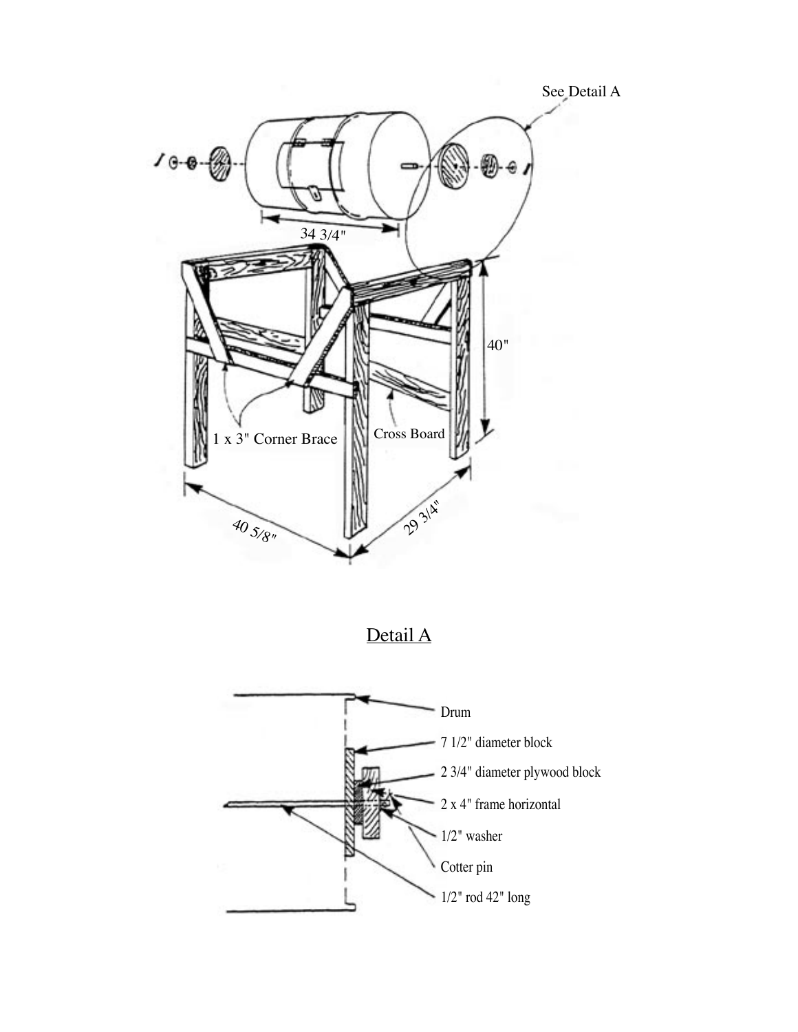See Detail A

34 3/4"

40"

1 x 3" Corner Brace

Cross Board

40 5/8"

29 3/4"

## Detail A

Drum

7 1/2" diameter block

2 3/4" diameter plywood block

2 x 4" frame horizontal

1/2" washer

Cotter pin

1/2" rod 42" long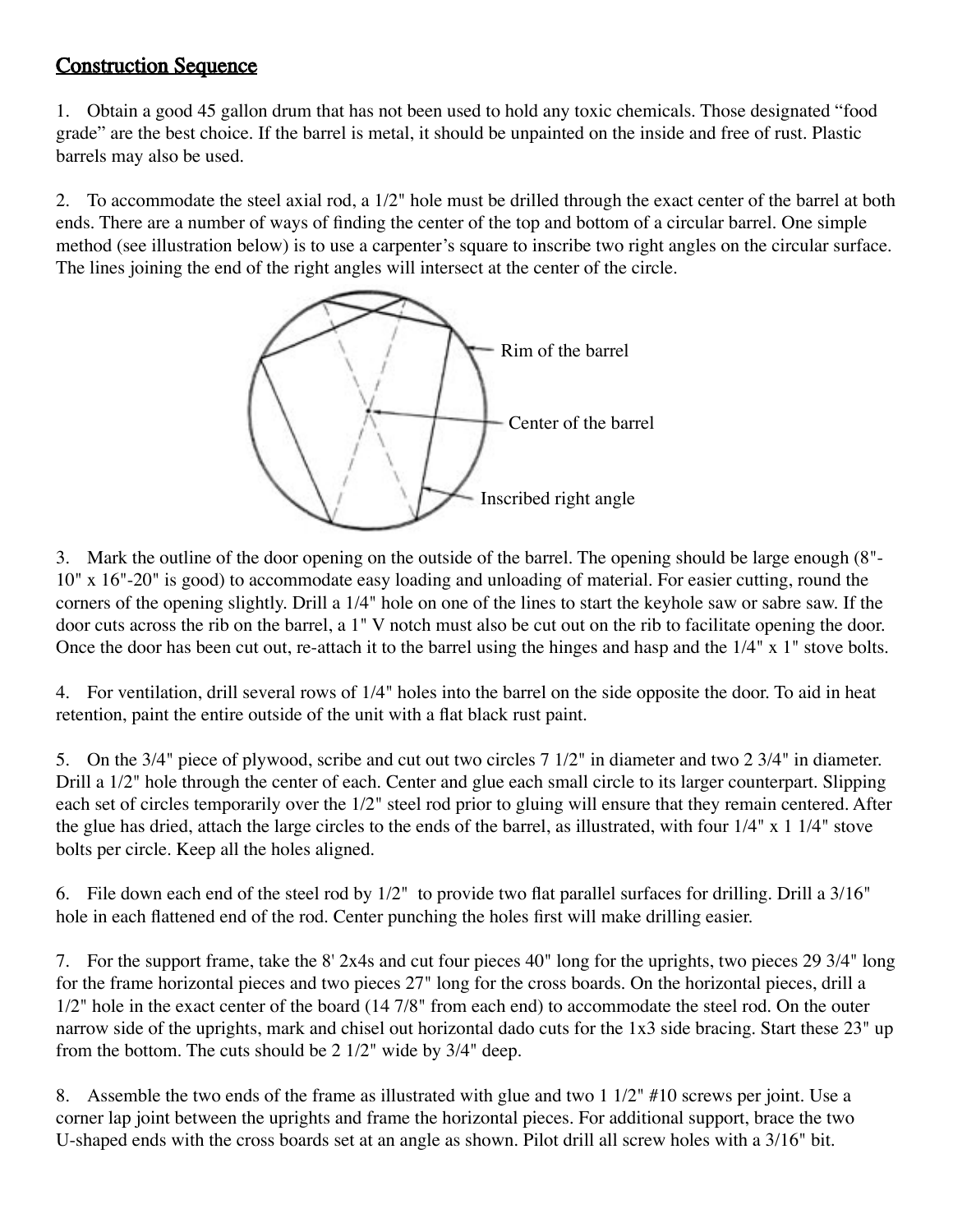## Construction Sequence

1. Obtain a good 45 gallon drum that has not been used to hold any toxic chemicals. Those designated "food grade" are the best choice. If the barrel is metal, it should be unpainted on the inside and free of rust. Plastic barrels may also be used.

2. To accommodate the steel axial rod, a 1/2" hole must be drilled through the exact center of the barrel at both ends. There are a number of ways of finding the center of the top and bottom of a circular barrel. One simple method (see illustration below) is to use a carpenter's square to inscribe two right angles on the circular surface. The lines joining the end of the right angles will intersect at the center of the circle.

Rim of the barrel

Center of the barrel

Inscribed right angle

3. Mark the outline of the door opening on the outside of the barrel. The opening should be large enough (8"-10" x 16"-20" is good) to accommodate easy loading and unloading of material. For easier cutting, round the corners of the opening slightly. Drill a 1/4" hole on one of the lines to start the keyhole saw or sabre saw. If the door cuts across the rib on the barrel, a 1" V notch must also be cut out on the rib to facilitate opening the door. Once the door has been cut out, re-attach it to the barrel using the hinges and hasp and the 1/4" x 1" stove bolts.

4. For ventilation, drill several rows of 1/4" holes into the barrel on the side opposite the door. To aid in heat retention, paint the entire outside of the unit with a flat black rust paint.

5. On the 3/4" piece of plywood, scribe and cut out two circles 7 1/2" in diameter and two 2 3/4" in diameter. Drill a 1/2" hole through the center of each. Center and glue each small circle to its larger counterpart. Slipping each set of circles temporarily over the 1/2" steel rod prior to gluing will ensure that they remain centered. After the glue has dried, attach the large circles to the ends of the barrel, as illustrated, with four 1/4" x 1 1/4" stove bolts per circle. Keep all the holes aligned.

6. File down each end of the steel rod by 1/2" to provide two flat parallel surfaces for drilling. Drill a 3/16" hole in each flattened end of the rod. Center punching the holes first will make drilling easier.

7. For the support frame, take the 8' 2x4s and cut four pieces 40" long for the uprights, two pieces 29 3/4" long for the frame horizontal pieces and two pieces 27" long for the cross boards. On the horizontal pieces, drill a 1/2" hole in the exact center of the board (14 7/8" from each end) to accommodate the steel rod. On the outer narrow side of the uprights, mark and chisel out horizontal dado cuts for the 1x3 side bracing. Start these 23" up from the bottom. The cuts should be 2 1/2" wide by 3/4" deep.

8. Assemble the two ends of the frame as illustrated with glue and two 1 1/2" #10 screws per joint. Use a corner lap joint between the uprights and frame the horizontal pieces. For additional support, brace the two U-shaped ends with the cross boards set at an angle as shown. Pilot drill all screw holes with a 3/16" bit.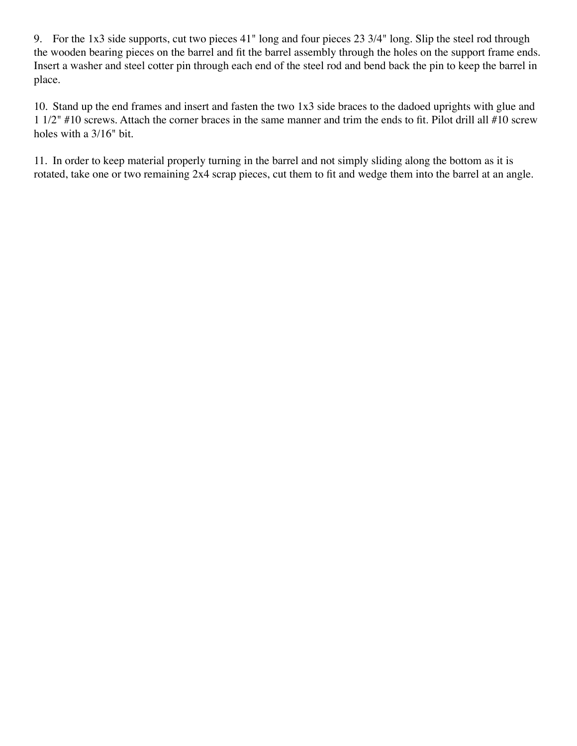9. For the 1x3 side supports, cut two pieces 41" long and four pieces 23 3/4" long. Slip the steel rod through the wooden bearing pieces on the barrel and fit the barrel assembly through the holes on the support frame ends. Insert a washer and steel cotter pin through each end of the steel rod and bend back the pin to keep the barrel in place.

10. Stand up the end frames and insert and fasten the two 1x3 side braces to the dadoed uprights with glue and 1 1/2" #10 screws. Attach the corner braces in the same manner and trim the ends to fit. Pilot drill all #10 screw holes with a 3/16" bit.

11. In order to keep material properly turning in the barrel and not simply sliding along the bottom as it is rotated, take one or two remaining 2x4 scrap pieces, cut them to fit and wedge them into the barrel at an angle.